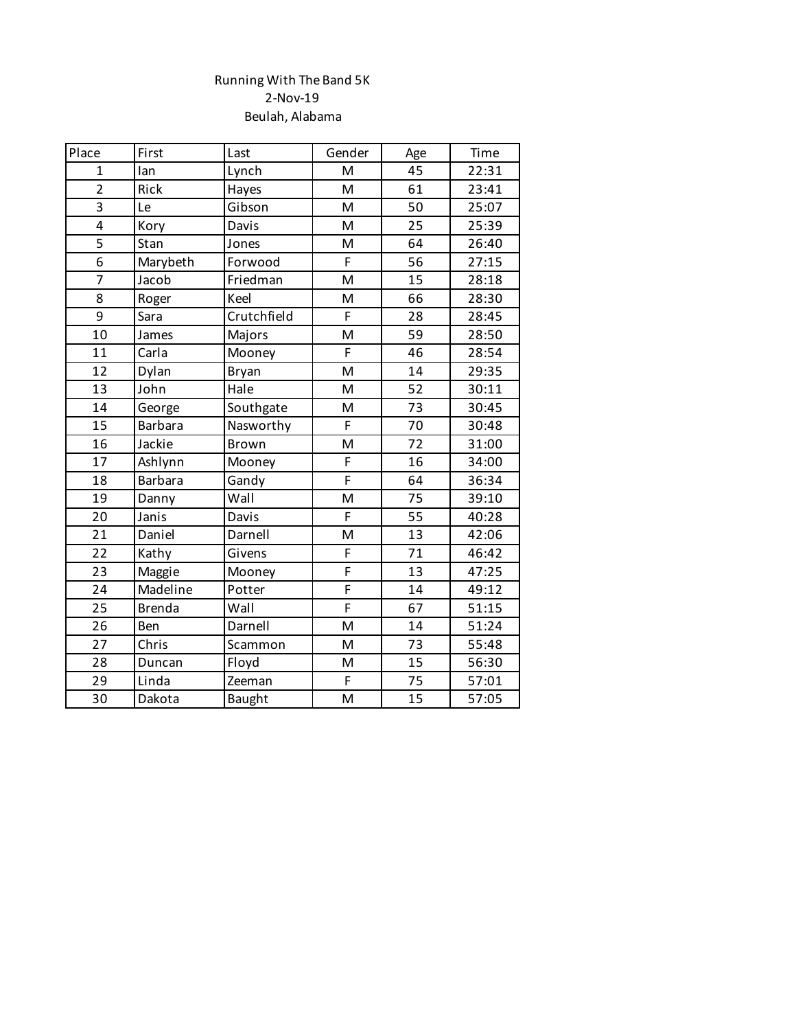Running With The Band 5K

2-Nov-19

Beulah, Alabama

| Place | First | Last | Gender | Age | Time |
|---|---|---|---|---|---|
| 1 | Ian | Lynch | M | 45 | 22:31 |
| 2 | Rick | Hayes | M | 61 | 23:41 |
| 3 | Le | Gibson | M | 50 | 25:07 |
| 4 | Kory | Davis | M | 25 | 25:39 |
| 5 | Stan | Jones | M | 64 | 26:40 |
| 6 | Marybeth | Forwood | F | 56 | 27:15 |
| 7 | Jacob | Friedman | M | 15 | 28:18 |
| 8 | Roger | Keel | M | 66 | 28:30 |
| 9 | Sara | Crutchfield | F | 28 | 28:45 |
| 10 | James | Majors | M | 59 | 28:50 |
| 11 | Carla | Mooney | F | 46 | 28:54 |
| 12 | Dylan | Bryan | M | 14 | 29:35 |
| 13 | John | Hale | M | 52 | 30:11 |
| 14 | George | Southgate | M | 73 | 30:45 |
| 15 | Barbara | Nasworthy | F | 70 | 30:48 |
| 16 | Jackie | Brown | M | 72 | 31:00 |
| 17 | Ashlynn | Mooney | F | 16 | 34:00 |
| 18 | Barbara | Gandy | F | 64 | 36:34 |
| 19 | Danny | Wall | M | 75 | 39:10 |
| 20 | Janis | Davis | F | 55 | 40:28 |
| 21 | Daniel | Darnell | M | 13 | 42:06 |
| 22 | Kathy | Givens | F | 71 | 46:42 |
| 23 | Maggie | Mooney | F | 13 | 47:25 |
| 24 | Madeline | Potter | F | 14 | 49:12 |
| 25 | Brenda | Wall | F | 67 | 51:15 |
| 26 | Ben | Darnell | M | 14 | 51:24 |
| 27 | Chris | Scammon | M | 73 | 55:48 |
| 28 | Duncan | Floyd | M | 15 | 56:30 |
| 29 | Linda | Zeeman | F | 75 | 57:01 |
| 30 | Dakota | Baught | M | 15 | 57:05 |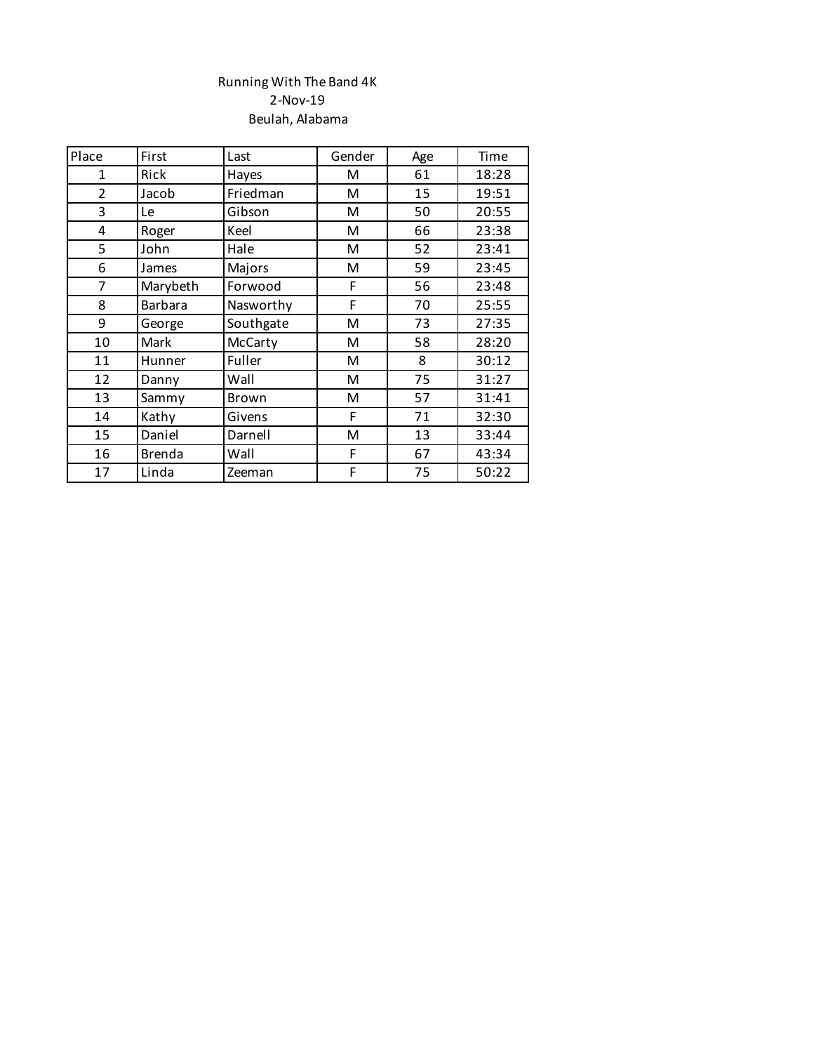Running With The Band 4K

2-Nov-19

Beulah, Alabama

| Place | First | Last | Gender | Age | Time |
|---|---|---|---|---|---|
| 1 | Rick | Hayes | M | 61 | 18:28 |
| 2 | Jacob | Friedman | M | 15 | 19:51 |
| 3 | Le | Gibson | M | 50 | 20:55 |
| 4 | Roger | Keel | M | 66 | 23:38 |
| 5 | John | Hale | M | 52 | 23:41 |
| 6 | James | Majors | M | 59 | 23:45 |
| 7 | Marybeth | Forwood | F | 56 | 23:48 |
| 8 | Barbara | Nasworthy | F | 70 | 25:55 |
| 9 | George | Southgate | M | 73 | 27:35 |
| 10 | Mark | McCarty | M | 58 | 28:20 |
| 11 | Hunner | Fuller | M | 8 | 30:12 |
| 12 | Danny | Wall | M | 75 | 31:27 |
| 13 | Sammy | Brown | M | 57 | 31:41 |
| 14 | Kathy | Givens | F | 71 | 32:30 |
| 15 | Daniel | Darnell | M | 13 | 33:44 |
| 16 | Brenda | Wall | F | 67 | 43:34 |
| 17 | Linda | Zeeman | F | 75 | 50:22 |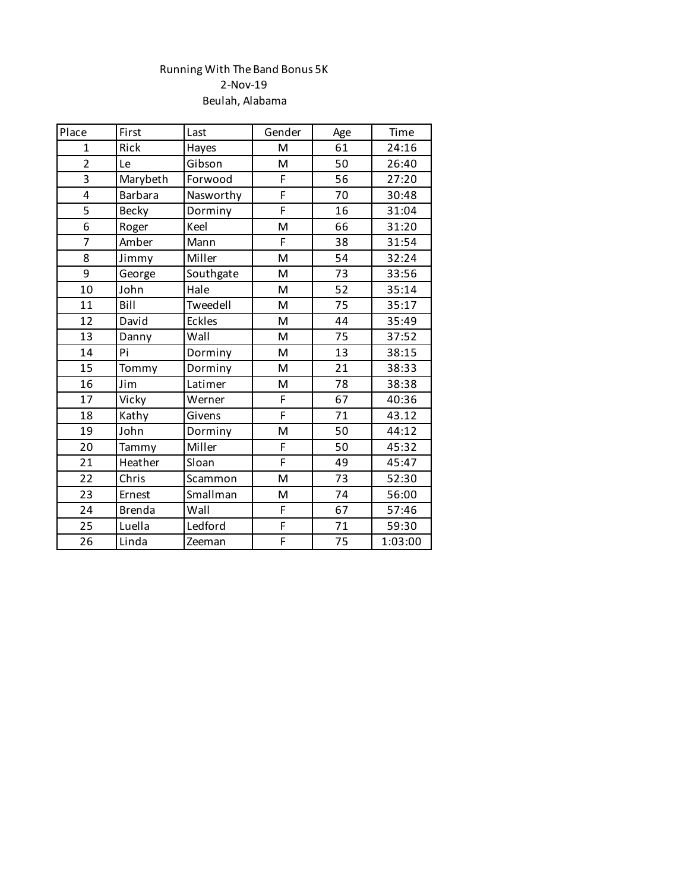Running With The Band Bonus 5K
2-Nov-19
Beulah, Alabama

| Place | First | Last | Gender | Age | Time |
|---|---|---|---|---|---|
| 1 | Rick | Hayes | M | 61 | 24:16 |
| 2 | Le | Gibson | M | 50 | 26:40 |
| 3 | Marybeth | Forwood | F | 56 | 27:20 |
| 4 | Barbara | Nasworthy | F | 70 | 30:48 |
| 5 | Becky | Dorminy | F | 16 | 31:04 |
| 6 | Roger | Keel | M | 66 | 31:20 |
| 7 | Amber | Mann | F | 38 | 31:54 |
| 8 | Jimmy | Miller | M | 54 | 32:24 |
| 9 | George | Southgate | M | 73 | 33:56 |
| 10 | John | Hale | M | 52 | 35:14 |
| 11 | Bill | Tweedell | M | 75 | 35:17 |
| 12 | David | Eckles | M | 44 | 35:49 |
| 13 | Danny | Wall | M | 75 | 37:52 |
| 14 | Pi | Dorminy | M | 13 | 38:15 |
| 15 | Tommy | Dorminy | M | 21 | 38:33 |
| 16 | Jim | Latimer | M | 78 | 38:38 |
| 17 | Vicky | Werner | F | 67 | 40:36 |
| 18 | Kathy | Givens | F | 71 | 43.12 |
| 19 | John | Dorminy | M | 50 | 44:12 |
| 20 | Tammy | Miller | F | 50 | 45:32 |
| 21 | Heather | Sloan | F | 49 | 45:47 |
| 22 | Chris | Scammon | M | 73 | 52:30 |
| 23 | Ernest | Smallman | M | 74 | 56:00 |
| 24 | Brenda | Wall | F | 67 | 57:46 |
| 25 | Luella | Ledford | F | 71 | 59:30 |
| 26 | Linda | Zeeman | F | 75 | 1:03:00 |